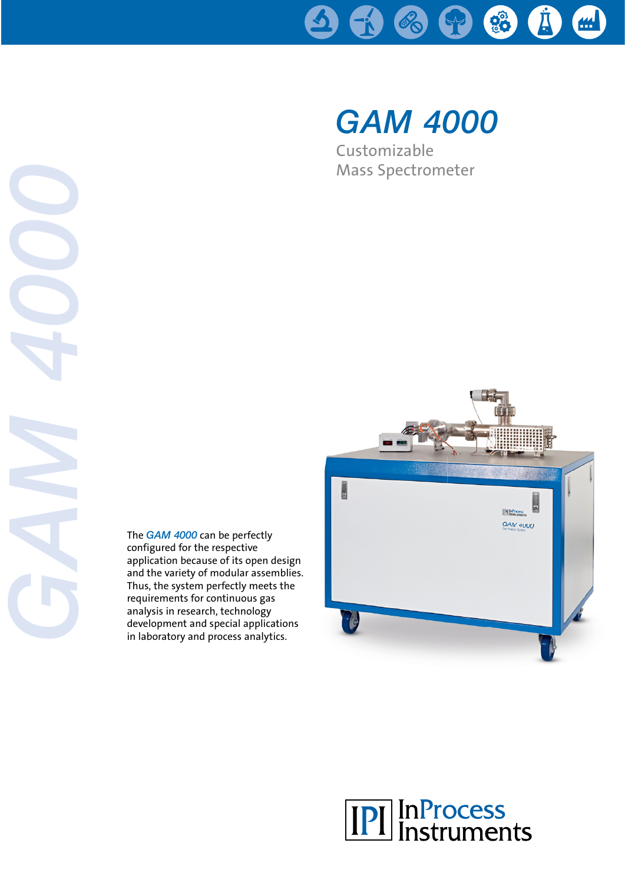# GAM 4000

## Customizable Mass Spectrometer

The *GAM 4000* can be perfectly configured for the respective application because of its open design and the variety of modular assemblies. Thus, the system perfectly meets the requirements for continuous gas analysis in research, technology development and special applications in laboratory and process analytics.

InProcess Instruments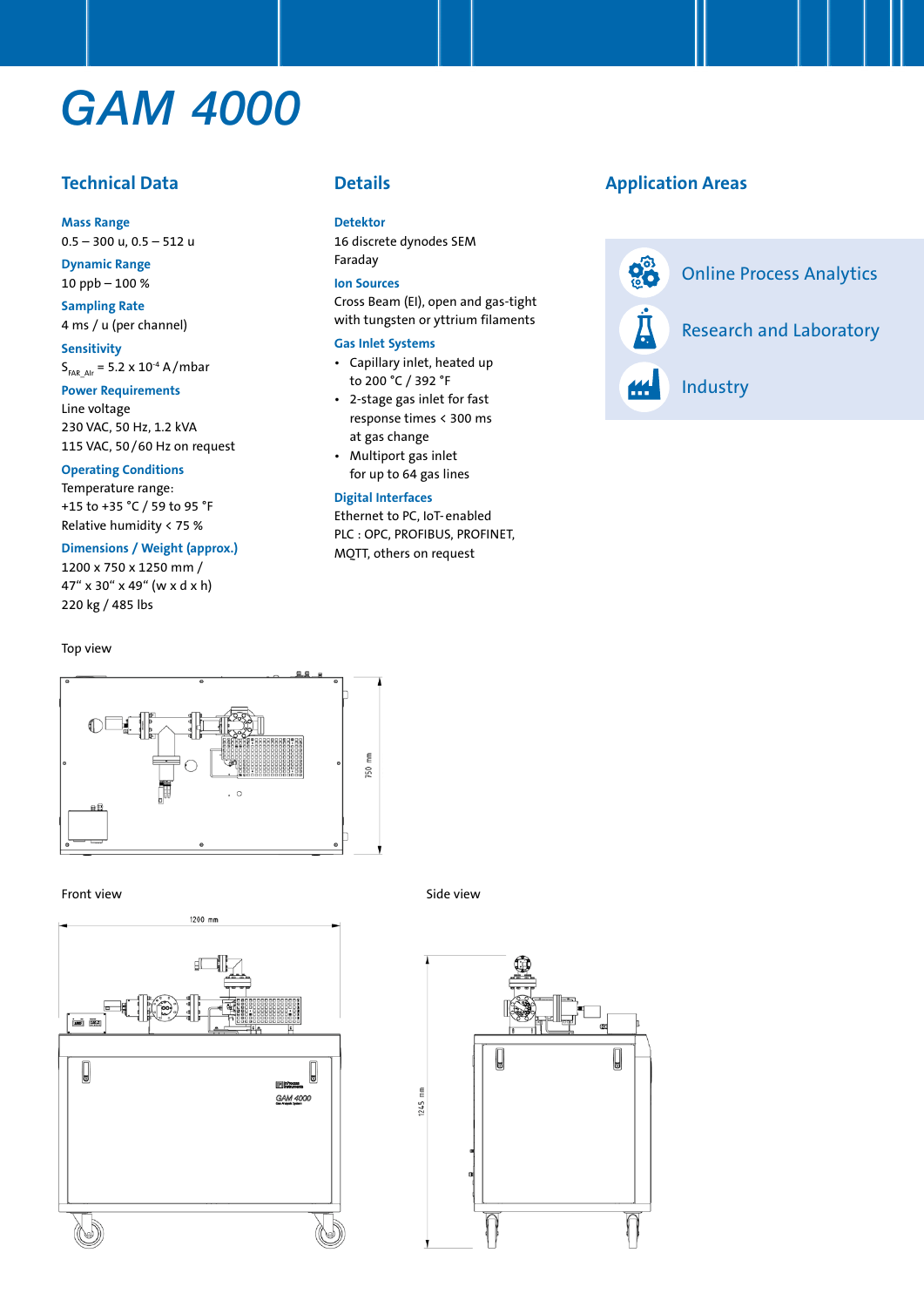# GAM 4000

## Technical Data

### Mass Range
0.5 – 300 u, 0.5 – 512 u

### Dynamic Range
10 ppb – 100 %

### Sampling Rate
4 ms / u (per channel)

### Sensitivity
$S_{FAR\_Air}$ = 5.2 x $10^{-4}$ A/mbar

### Power Requirements
Line voltage
230 VAC, 50 Hz, 1.2 kVA
115 VAC, 50/60 Hz on request

### Operating Conditions
Temperature range:
+15 to +35 °C / 59 to 95 °F
Relative humidity < 75 %

### Dimensions / Weight (approx.)
1200 x 750 x 1250 mm /
47" x 30" x 49" (w x d x h)
220 kg / 485 lbs

## Details

### Detektor
16 discrete dynodes SEM
Faraday

### Ion Sources
Cross Beam (EI), open and gas-tight with tungsten or yttrium filaments

### Gas Inlet Systems
- Capillary inlet, heated up to 200 °C / 392 °F
- 2-stage gas inlet for fast response times < 300 ms at gas change
- Multiport gas inlet for up to 64 gas lines

### Digital Interfaces
Ethernet to PC, IoT-enabled
PLC : OPC, PROFIBUS, PROFINET, MQTT, others on request

## Application Areas

- Online Process Analytics
- Research and Laboratory
- Industry

Top view

750 mm

Front view

1200 mm

Side view

1245 mm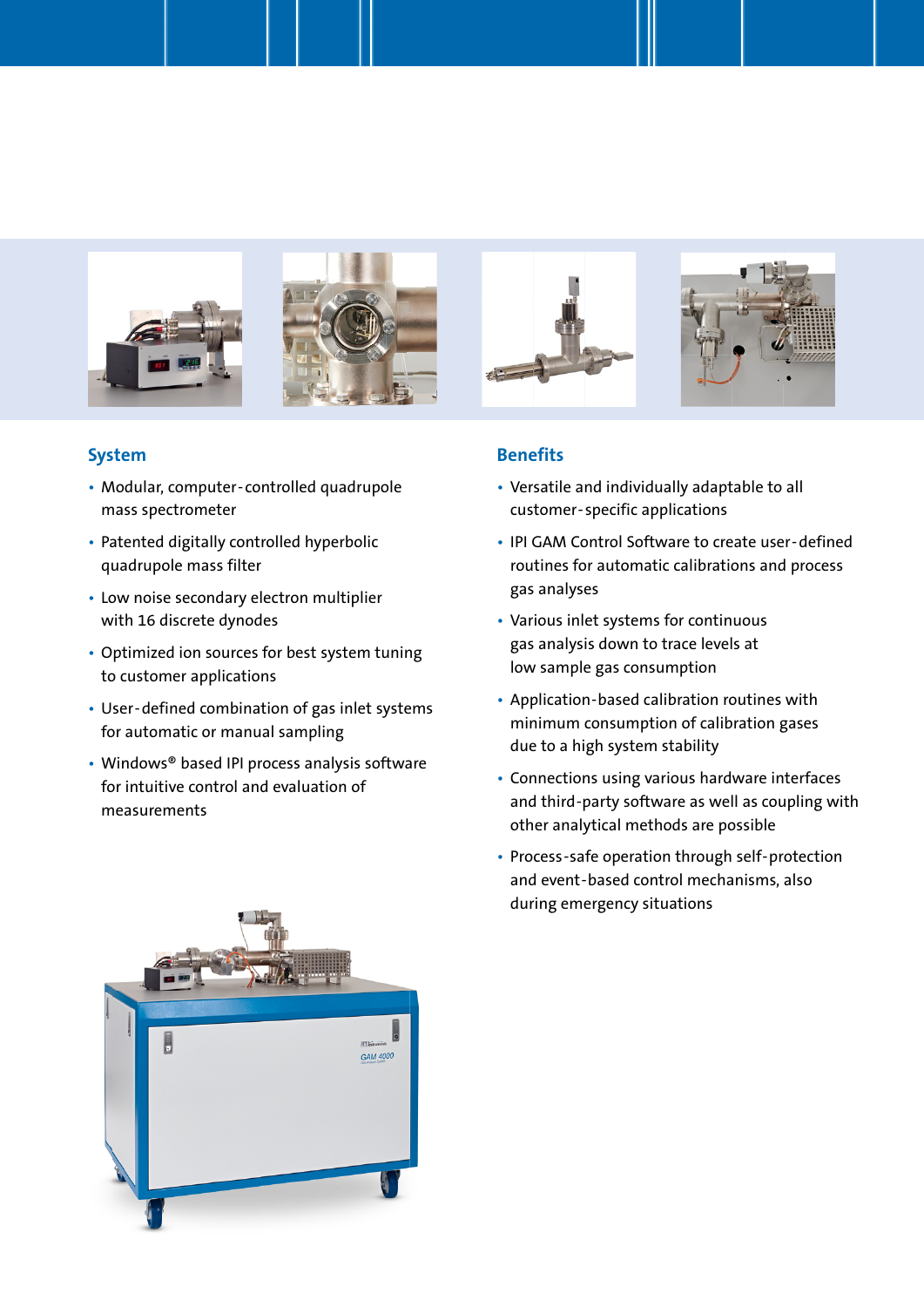## System

- Modular, computer-controlled quadrupole mass spectrometer
- Patented digitally controlled hyperbolic quadrupole mass filter
- Low noise secondary electron multiplier with 16 discrete dynodes
- Optimized ion sources for best system tuning to customer applications
- User-defined combination of gas inlet systems for automatic or manual sampling
- Windows® based IPI process analysis software for intuitive control and evaluation of measurements

## Benefits

- Versatile and individually adaptable to all customer-specific applications
- IPI GAM Control Software to create user-defined routines for automatic calibrations and process gas analyses
- Various inlet systems for continuous gas analysis down to trace levels at low sample gas consumption
- Application-based calibration routines with minimum consumption of calibration gases due to a high system stability
- Connections using various hardware interfaces and third-party software as well as coupling with other analytical methods are possible
- Process-safe operation through self-protection and event-based control mechanisms, also during emergency situations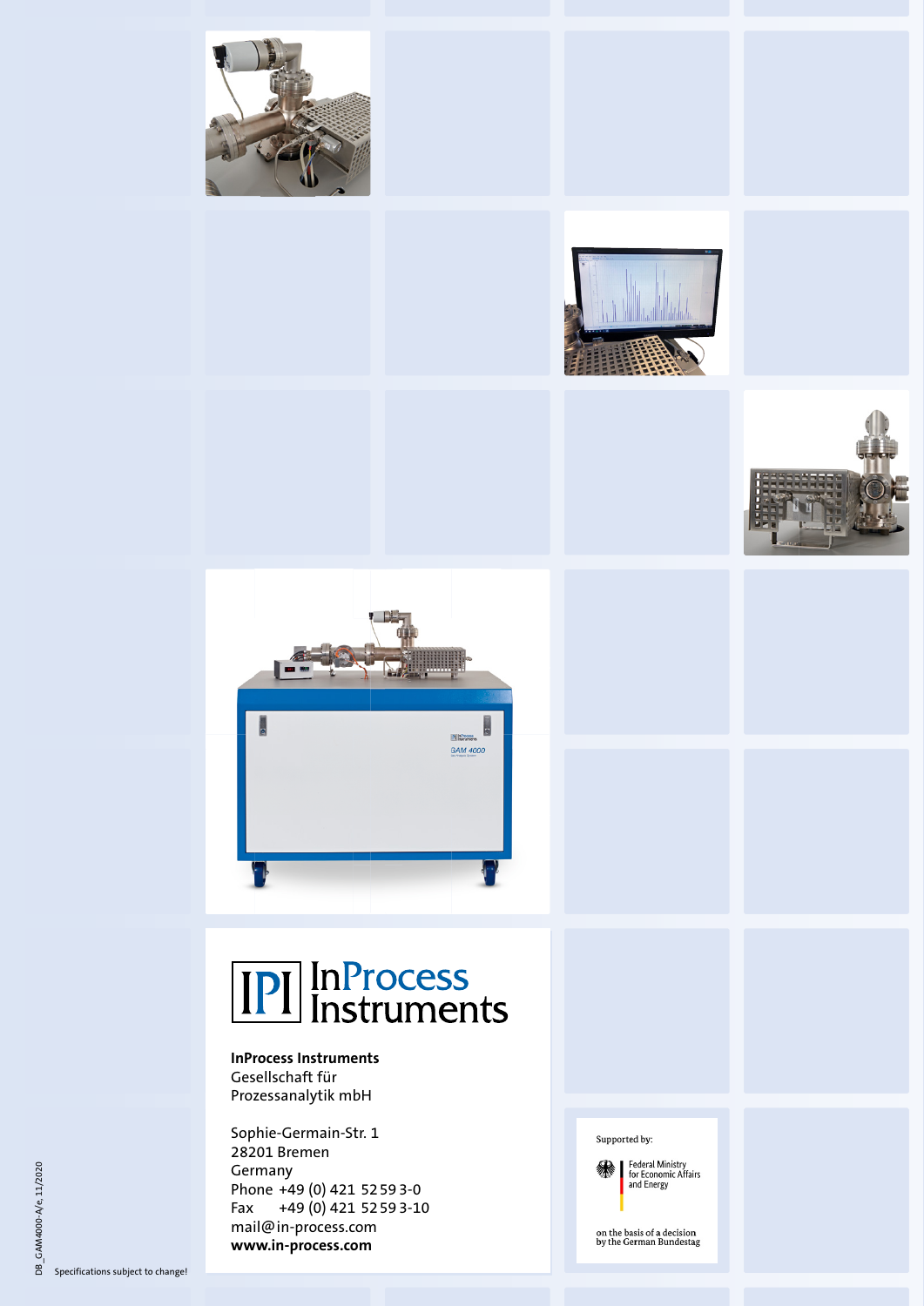**InProcess Instruments**
Gesellschaft für
Prozessanalytik mbH

Sophie-Germain-Str. 1
28201 Bremen
Germany
Phone +49 (0) 421 52 59 3-0
Fax +49 (0) 421 52 59 3-10
mail@in-process.com
**www.in-process.com**

Supported by:

Federal Ministry for Economic Affairs and Energy

on the basis of a decision by the German Bundestag

DB_GAM4000-A/e, 11/2020

Specifications subject to change!